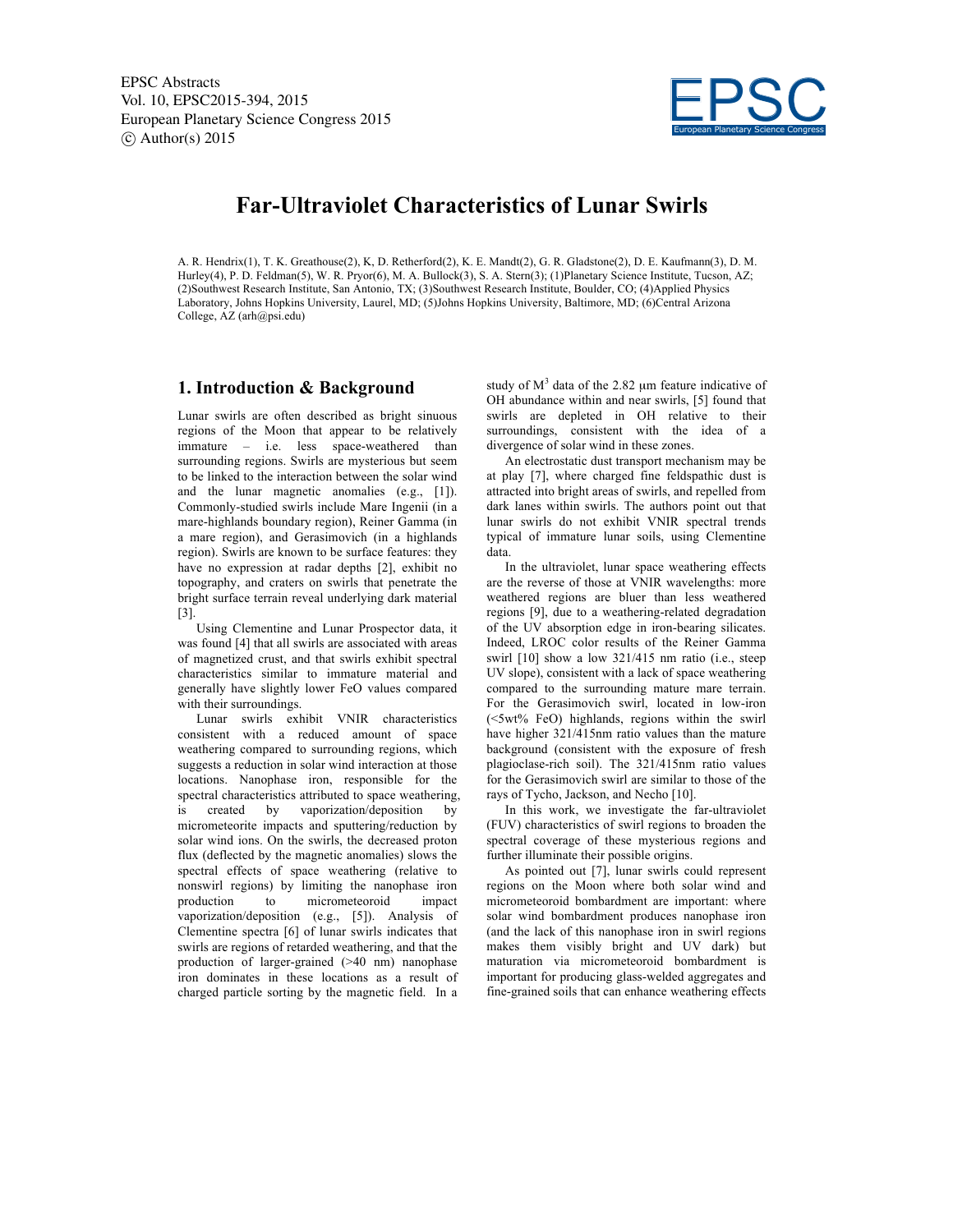# Far-Ultraviolet Characteristics of Lunar Swirls

A. R. Hendrix(1), T. K. Greathouse(2), K, D. Retherford(2), K. E. Mandt(2), G. R. Gladstone(2), D. E. Kaufmann(3), D. M. Hurley(4), P. D. Feldman(5), W. R. Pryor(6), M. A. Bullock(3), S. A. Stern(3); (1)Planetary Science Institute, Tucson, AZ; (2)Southwest Research Institute, San Antonio, TX; (3)Southwest Research Institute, Boulder, CO; (4)Applied Physics Laboratory, Johns Hopkins University, Laurel, MD; (5)Johns Hopkins University, Baltimore, MD; (6)Central Arizona College, AZ (arh@psi.edu)

## 1. Introduction & Background

Lunar swirls are often described as bright sinuous regions of the Moon that appear to be relatively immature – i.e. less space-weathered than surrounding regions. Swirls are mysterious but seem to be linked to the interaction between the solar wind and the lunar magnetic anomalies (e.g., [1]). Commonly-studied swirls include Mare Ingenii (in a mare-highlands boundary region), Reiner Gamma (in a mare region), and Gerasimovich (in a highlands region). Swirls are known to be surface features: they have no expression at radar depths [2], exhibit no topography, and craters on swirls that penetrate the bright surface terrain reveal underlying dark material [3].

Using Clementine and Lunar Prospector data, it was found [4] that all swirls are associated with areas of magnetized crust, and that swirls exhibit spectral characteristics similar to immature material and generally have slightly lower FeO values compared with their surroundings.

Lunar swirls exhibit VNIR characteristics consistent with a reduced amount of space weathering compared to surrounding regions, which suggests a reduction in solar wind interaction at those locations. Nanophase iron, responsible for the spectral characteristics attributed to space weathering, is created by vaporization/deposition by micrometeorite impacts and sputtering/reduction by solar wind ions. On the swirls, the decreased proton flux (deflected by the magnetic anomalies) slows the spectral effects of space weathering (relative to nonswirl regions) by limiting the nanophase iron production to micrometeoroid impact vaporization/deposition (e.g., [5]). Analysis of Clementine spectra [6] of lunar swirls indicates that swirls are regions of retarded weathering, and that the production of larger-grained (>40 nm) nanophase iron dominates in these locations as a result of charged particle sorting by the magnetic field. In a study of $M^3$ data of the 2.82 μm feature indicative of OH abundance within and near swirls, [5] found that swirls are depleted in OH relative to their surroundings, consistent with the idea of a divergence of solar wind in these zones.

An electrostatic dust transport mechanism may be at play [7], where charged fine feldspathic dust is attracted into bright areas of swirls, and repelled from dark lanes within swirls. The authors point out that lunar swirls do not exhibit VNIR spectral trends typical of immature lunar soils, using Clementine data.

In the ultraviolet, lunar space weathering effects are the reverse of those at VNIR wavelengths: more weathered regions are bluer than less weathered regions [9], due to a weathering-related degradation of the UV absorption edge in iron-bearing silicates. Indeed, LROC color results of the Reiner Gamma swirl [10] show a low 321/415 nm ratio (i.e., steep UV slope), consistent with a lack of space weathering compared to the surrounding mature mare terrain. For the Gerasimovich swirl, located in low-iron (<5wt% FeO) highlands, regions within the swirl have higher 321/415nm ratio values than the mature background (consistent with the exposure of fresh plagioclase-rich soil). The 321/415nm ratio values for the Gerasimovich swirl are similar to those of the rays of Tycho, Jackson, and Necho [10].

In this work, we investigate the far-ultraviolet (FUV) characteristics of swirl regions to broaden the spectral coverage of these mysterious regions and further illuminate their possible origins.

As pointed out [7], lunar swirls could represent regions on the Moon where both solar wind and micrometeoroid bombardment are important: where solar wind bombardment produces nanophase iron (and the lack of this nanophase iron in swirl regions makes them visibly bright and UV dark) but maturation via micrometeoroid bombardment is important for producing glass-welded aggregates and fine-grained soils that can enhance weathering effects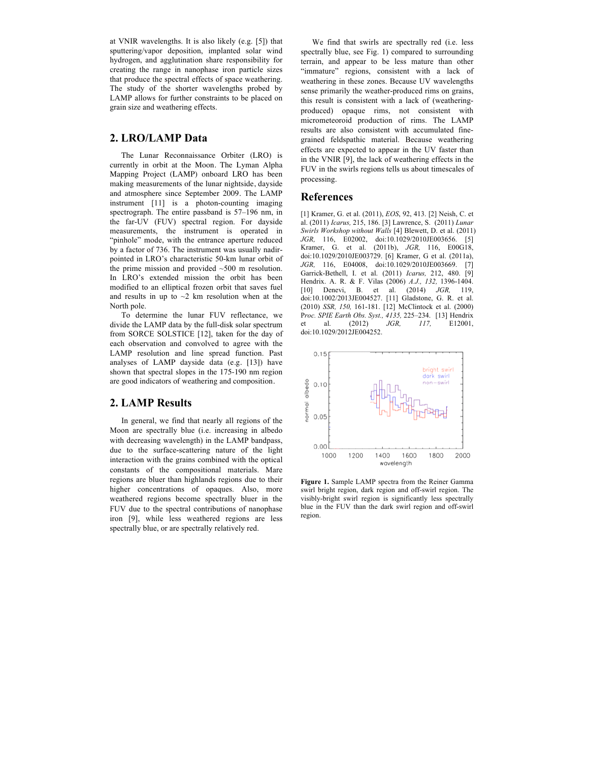at VNIR wavelengths. It is also likely (e.g. [5]) that sputtering/vapor deposition, implanted solar wind hydrogen, and agglutination share responsibility for creating the range in nanophase iron particle sizes that produce the spectral effects of space weathering. The study of the shorter wavelengths probed by LAMP allows for further constraints to be placed on grain size and weathering effects.

## 2. LRO/LAMP Data

The Lunar Reconnaissance Orbiter (LRO) is currently in orbit at the Moon. The Lyman Alpha Mapping Project (LAMP) onboard LRO has been making measurements of the lunar nightside, dayside and atmosphere since September 2009. The LAMP instrument [11] is a photon-counting imaging spectrograph. The entire passband is 57–196 nm, in the far-UV (FUV) spectral region. For dayside measurements, the instrument is operated in "pinhole" mode, with the entrance aperture reduced by a factor of 736. The instrument was usually nadir-pointed in LRO's characteristic 50-km lunar orbit of the prime mission and provided ~500 m resolution. In LRO's extended mission the orbit has been modified to an elliptical frozen orbit that saves fuel and results in up to ~2 km resolution when at the North pole.

To determine the lunar FUV reflectance, we divide the LAMP data by the full-disk solar spectrum from SORCE SOLSTICE [12], taken for the day of each observation and convolved to agree with the LAMP resolution and line spread function. Past analyses of LAMP dayside data (e.g. [13]) have shown that spectral slopes in the 175-190 nm region are good indicators of weathering and composition.

## 2. LAMP Results

In general, we find that nearly all regions of the Moon are spectrally blue (i.e. increasing in albedo with decreasing wavelength) in the LAMP bandpass, due to the surface-scattering nature of the light interaction with the grains combined with the optical constants of the compositional materials. Mare regions are bluer than highlands regions due to their higher concentrations of opaques. Also, more weathered regions become spectrally bluer in the FUV due to the spectral contributions of nanophase iron [9], while less weathered regions are less spectrally blue, or are spectrally relatively red.

We find that swirls are spectrally red (i.e. less spectrally blue, see Fig. 1) compared to surrounding terrain, and appear to be less mature than other "immature" regions, consistent with a lack of weathering in these zones. Because UV wavelengths sense primarily the weather-produced rims on grains, this result is consistent with a lack of (weathering-produced) opaque rims, not consistent with micrometeoroid production of rims. The LAMP results are also consistent with accumulated fine-grained feldspathic material. Because weathering effects are expected to appear in the UV faster than in the VNIR [9], the lack of weathering effects in the FUV in the swirls regions tells us about timescales of processing.

## References

[1] Kramer, G. et al. (2011), *EOS*, 92, 413. [2] Neish, C. et al. (2011) *Icarus,* 215, 186. [3] Lawrence, S. (2011) *Lunar Swirls Workshop without Walls* [4] Blewett, D. et al. (2011) *JGR,* 116, E02002, doi:10.1029/2010JE003656. [5] Kramer, G. et al. (2011b), *JGR,* 116, E00G18, doi:10.1029/2010JE003729. [6] Kramer, G et al. (2011a), *JGR,* 116, E04008, doi:10.1029/2010JE003669. [7] Garrick-Bethell, I. et al. (2011) *Icarus,* 212, 480. [9] Hendrix. A. R. & F. Vilas (2006) *A.J., 132,* 1396-1404. [10] Denevi, B. et al. (2014) *JGR,* 119, doi:10.1002/2013JE004527. [11] Gladstone, G. R. et al. (2010) *SSR, 150,* 161-181. [12] McClintock et al. (2000) *Proc. SPIE Earth Obs. Syst., 4135,* 225–234. [13] Hendrix et al. (2012) *JGR, 117,* E12001, doi:10.1029/2012JE004252.

0.15
0.10
0.05
0.00
normal albedo
1000 1200 1400 1600 1800 2000
wavelength
bright swirl
dark swirl
non-swirl

**Figure 1.** Sample LAMP spectra from the Reiner Gamma swirl bright region, dark region and off-swirl region. The visibly-bright swirl region is significantly less spectrally blue in the FUV than the dark swirl region and off-swirl region.